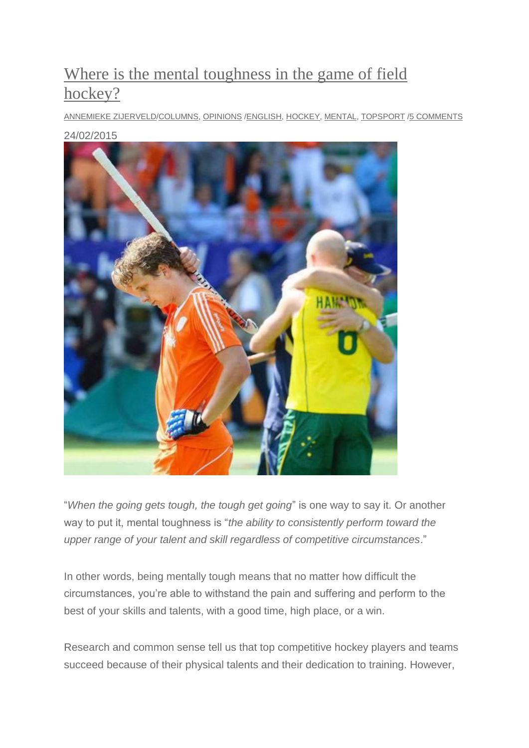# Where is the mental toughness in the game of field hockey?

ANNEMIEKE ZIJERVELD/COLUMNS, OPINIONS /ENGLISH, HOCKEY, MENTAL, TOPSPORT /5 COMMENTS

24/02/2015

"*When the going gets tough, the tough get going*" is one way to say it. Or another way to put it, mental toughness is "*the ability to consistently perform toward the upper range of your talent and skill regardless of competitive circumstances*."

In other words, being mentally tough means that no matter how difficult the circumstances, you're able to withstand the pain and suffering and perform to the best of your skills and talents, with a good time, high place, or a win.

Research and common sense tell us that top competitive hockey players and teams succeed because of their physical talents and their dedication to training. However,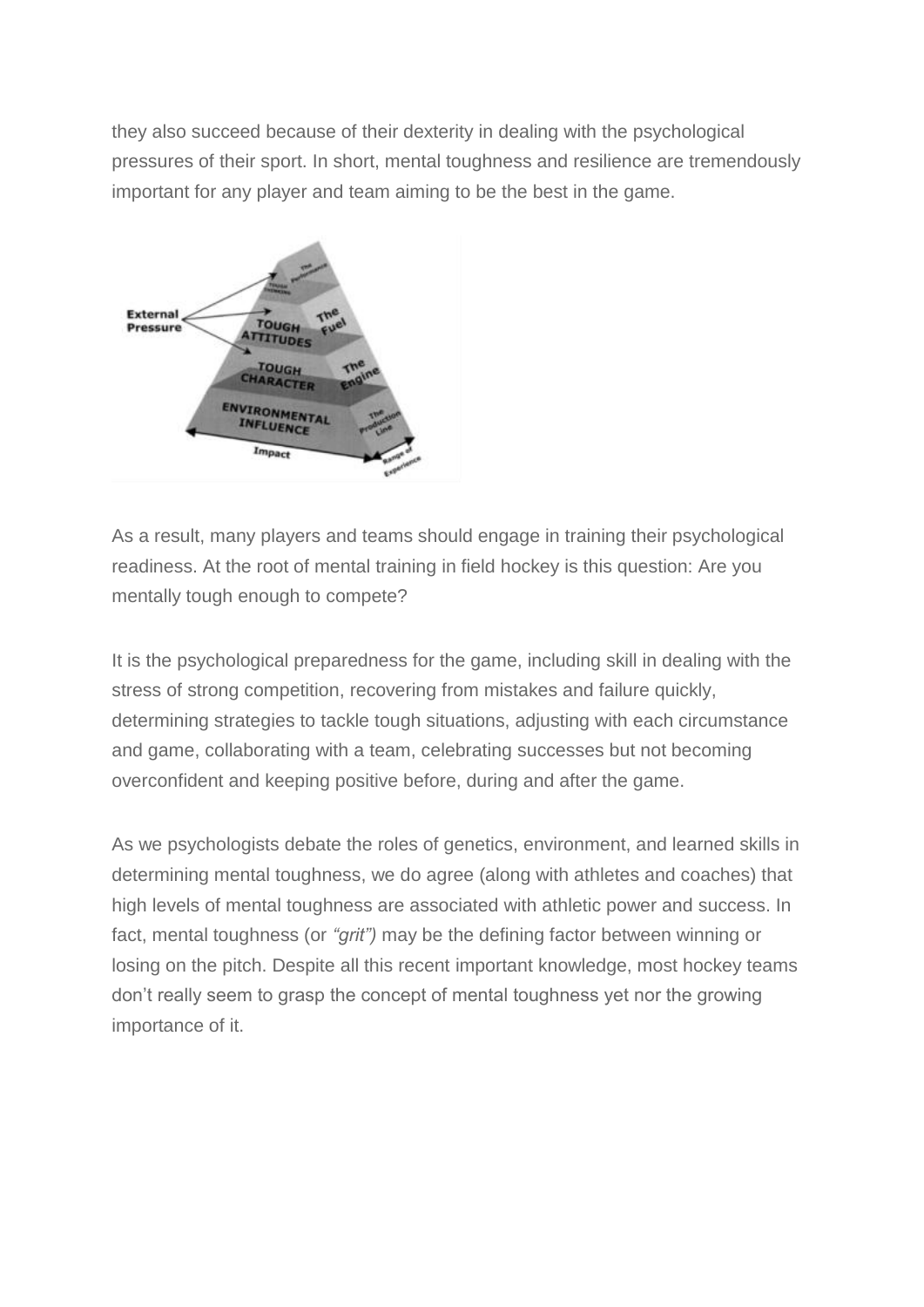they also succeed because of their dexterity in dealing with the psychological pressures of their sport. In short, mental toughness and resilience are tremendously important for any player and team aiming to be the best in the game.

As a result, many players and teams should engage in training their psychological readiness. At the root of mental training in field hockey is this question: Are you mentally tough enough to compete?

It is the psychological preparedness for the game, including skill in dealing with the stress of strong competition, recovering from mistakes and failure quickly, determining strategies to tackle tough situations, adjusting with each circumstance and game, collaborating with a team, celebrating successes but not becoming overconfident and keeping positive before, during and after the game.

As we psychologists debate the roles of genetics, environment, and learned skills in determining mental toughness, we do agree (along with athletes and coaches) that high levels of mental toughness are associated with athletic power and success. In fact, mental toughness (or *"grit")* may be the defining factor between winning or losing on the pitch. Despite all this recent important knowledge, most hockey teams don't really seem to grasp the concept of mental toughness yet nor the growing importance of it.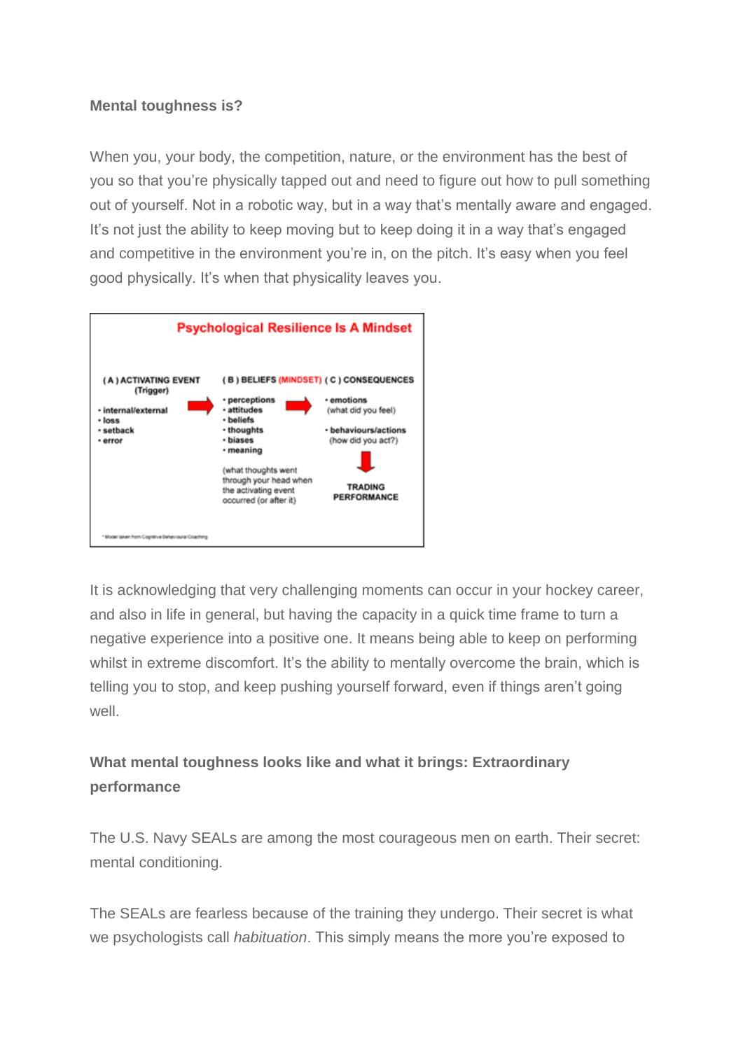**Mental toughness is?**

When you, your body, the competition, nature, or the environment has the best of you so that you're physically tapped out and need to figure out how to pull something out of yourself. Not in a robotic way, but in a way that's mentally aware and engaged. It's not just the ability to keep moving but to keep doing it in a way that's engaged and competitive in the environment you're in, on the pitch. It's easy when you feel good physically. It's when that physicality leaves you.

**Psychological Resilience Is A Mindset**

| (A) ACTIVATING EVENT (Trigger) | (B) BELIEFS (MINDSET) | (C) CONSEQUENCES |
|---|---|---|
| • internal/external<br>• loss<br>• setback<br>• error | • perceptions<br>• attitudes<br>• beliefs<br>• thoughts<br>• biases<br>• meaning<br><br>(what thoughts went through your head when the activating event occurred (or after it) | • emotions (what did you feel)<br>• behaviours/actions (how did you act?)<br><br>TRADING PERFORMANCE |

*Model taken from Cognitive Behavioural Coaching

It is acknowledging that very challenging moments can occur in your hockey career, and also in life in general, but having the capacity in a quick time frame to turn a negative experience into a positive one. It means being able to keep on performing whilst in extreme discomfort. It's the ability to mentally overcome the brain, which is telling you to stop, and keep pushing yourself forward, even if things aren't going well.

**What mental toughness looks like and what it brings: Extraordinary performance**

The U.S. Navy SEALs are among the most courageous men on earth. Their secret: mental conditioning.

The SEALs are fearless because of the training they undergo. Their secret is what we psychologists call *habituation*. This simply means the more you're exposed to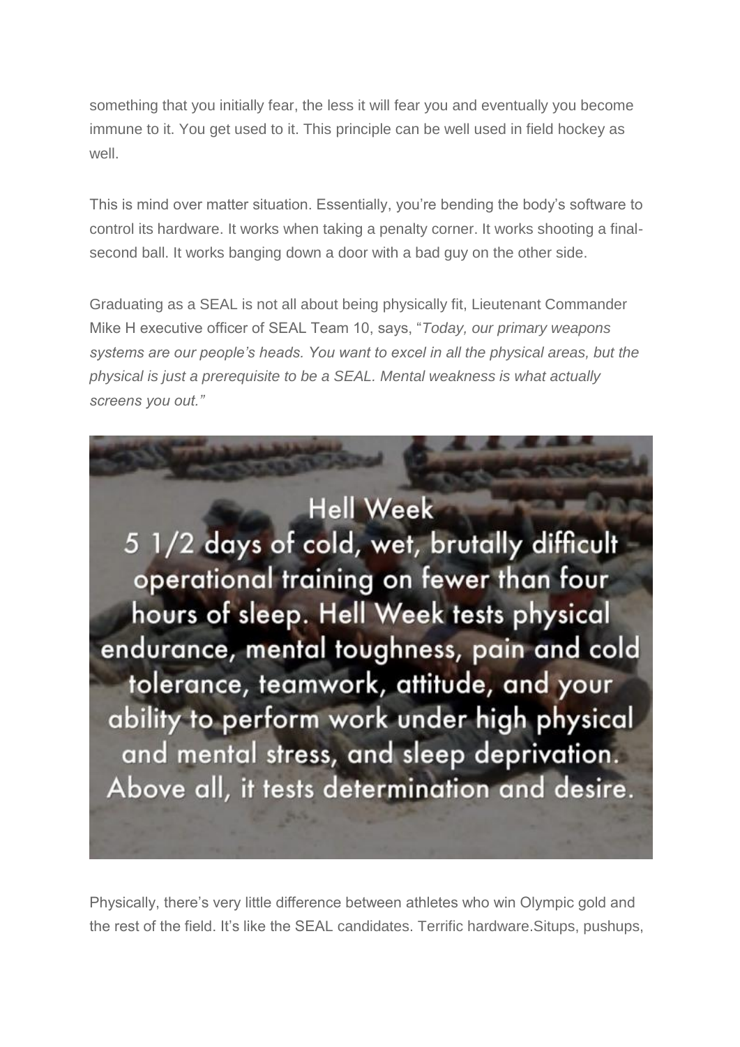something that you initially fear, the less it will fear you and eventually you become immune to it. You get used to it. This principle can be well used in field hockey as well.

This is mind over matter situation. Essentially, you're bending the body's software to control its hardware. It works when taking a penalty corner. It works shooting a final-second ball. It works banging down a door with a bad guy on the other side.

Graduating as a SEAL is not all about being physically fit, Lieutenant Commander Mike H executive officer of SEAL Team 10, says, "*Today, our primary weapons systems are our people's heads. You want to excel in all the physical areas, but the physical is just a prerequisite to be a SEAL. Mental weakness is what actually screens you out.*"

Hell Week
5 1/2 days of cold, wet, brutally difficult operational training on fewer than four hours of sleep. Hell Week tests physical endurance, mental toughness, pain and cold tolerance, teamwork, attitude, and your ability to perform work under high physical and mental stress, and sleep deprivation. Above all, it tests determination and desire.

Physically, there's very little difference between athletes who win Olympic gold and the rest of the field. It's like the SEAL candidates. Terrific hardware.Situps, pushups,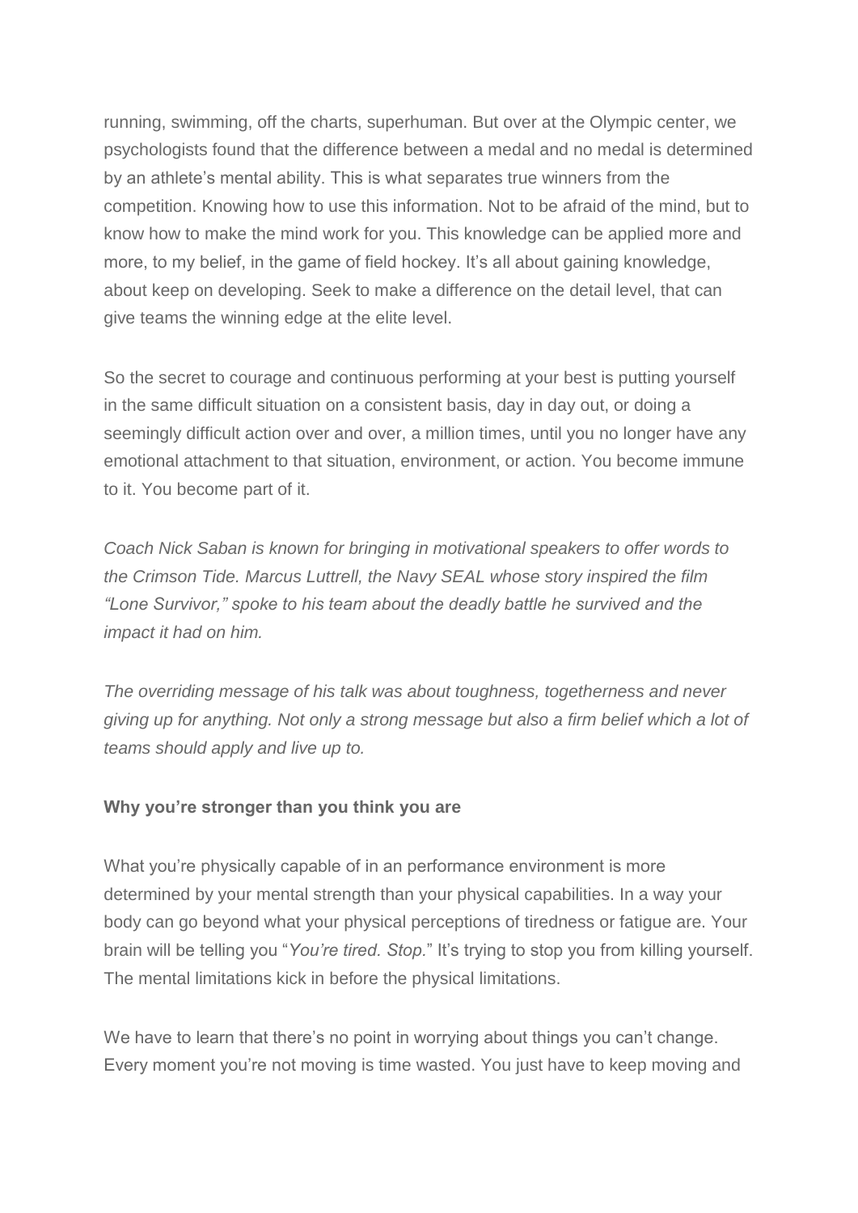running, swimming, off the charts, superhuman. But over at the Olympic center, we psychologists found that the difference between a medal and no medal is determined by an athlete's mental ability. This is what separates true winners from the competition. Knowing how to use this information. Not to be afraid of the mind, but to know how to make the mind work for you. This knowledge can be applied more and more, to my belief, in the game of field hockey. It's all about gaining knowledge, about keep on developing. Seek to make a difference on the detail level, that can give teams the winning edge at the elite level.

So the secret to courage and continuous performing at your best is putting yourself in the same difficult situation on a consistent basis, day in day out, or doing a seemingly difficult action over and over, a million times, until you no longer have any emotional attachment to that situation, environment, or action. You become immune to it. You become part of it.

*Coach Nick Saban is known for bringing in motivational speakers to offer words to the Crimson Tide. Marcus Luttrell, the Navy SEAL whose story inspired the film "Lone Survivor," spoke to his team about the deadly battle he survived and the impact it had on him.*

*The overriding message of his talk was about toughness, togetherness and never giving up for anything. Not only a strong message but also a firm belief which a lot of teams should apply and live up to.*

**Why you're stronger than you think you are**

What you're physically capable of in an performance environment is more determined by your mental strength than your physical capabilities. In a way your body can go beyond what your physical perceptions of tiredness or fatigue are. Your brain will be telling you "*You're tired. Stop.*" It's trying to stop you from killing yourself. The mental limitations kick in before the physical limitations.

We have to learn that there's no point in worrying about things you can't change. Every moment you're not moving is time wasted. You just have to keep moving and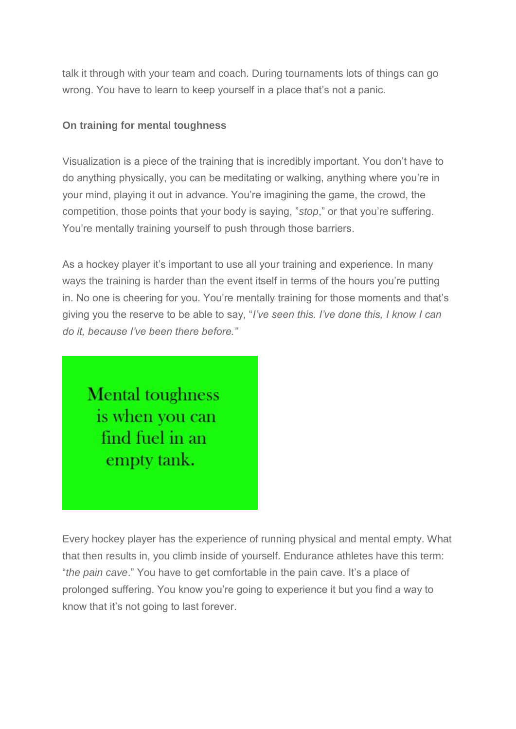talk it through with your team and coach. During tournaments lots of things can go wrong. You have to learn to keep yourself in a place that's not a panic.

**On training for mental toughness**

Visualization is a piece of the training that is incredibly important. You don't have to do anything physically, you can be meditating or walking, anything where you're in your mind, playing it out in advance. You're imagining the game, the crowd, the competition, those points that your body is saying, "*stop*," or that you're suffering. You're mentally training yourself to push through those barriers.

As a hockey player it's important to use all your training and experience. In many ways the training is harder than the event itself in terms of the hours you're putting in. No one is cheering for you. You're mentally training for those moments and that's giving you the reserve to be able to say, "*I've seen this. I've done this, I know I can do it, because I've been there before.*"

Mental toughness is when you can find fuel in an empty tank.

Every hockey player has the experience of running physical and mental empty. What that then results in, you climb inside of yourself. Endurance athletes have this term: "*the pain cave*." You have to get comfortable in the pain cave. It's a place of prolonged suffering. You know you're going to experience it but you find a way to know that it's not going to last forever.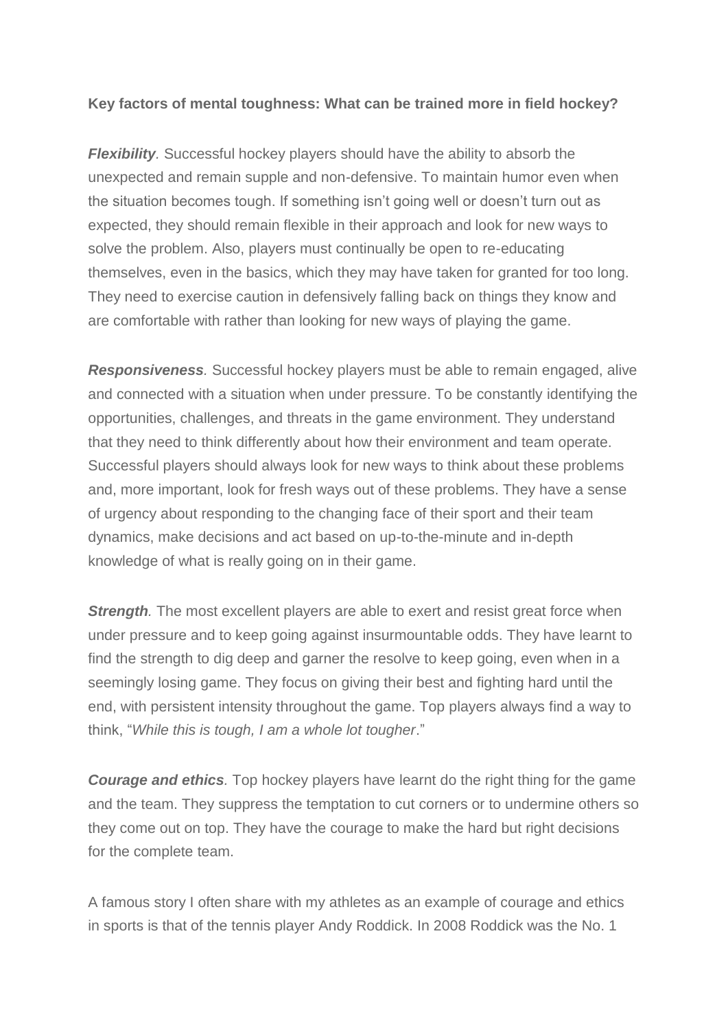**Key factors of mental toughness: What can be trained more in field hockey?**

***Flexibility****.* Successful hockey players should have the ability to absorb the unexpected and remain supple and non-defensive. To maintain humor even when the situation becomes tough. If something isn't going well or doesn't turn out as expected, they should remain flexible in their approach and look for new ways to solve the problem. Also, players must continually be open to re-educating themselves, even in the basics, which they may have taken for granted for too long. They need to exercise caution in defensively falling back on things they know and are comfortable with rather than looking for new ways of playing the game.

***Responsiveness****.* Successful hockey players must be able to remain engaged, alive and connected with a situation when under pressure. To be constantly identifying the opportunities, challenges, and threats in the game environment. They understand that they need to think differently about how their environment and team operate. Successful players should always look for new ways to think about these problems and, more important, look for fresh ways out of these problems. They have a sense of urgency about responding to the changing face of their sport and their team dynamics, make decisions and act based on up-to-the-minute and in-depth knowledge of what is really going on in their game.

***Strength****.* The most excellent players are able to exert and resist great force when under pressure and to keep going against insurmountable odds. They have learnt to find the strength to dig deep and garner the resolve to keep going, even when in a seemingly losing game. They focus on giving their best and fighting hard until the end, with persistent intensity throughout the game. Top players always find a way to think, "*While this is tough, I am a whole lot tougher*."

***Courage and ethics****.* Top hockey players have learnt do the right thing for the game and the team. They suppress the temptation to cut corners or to undermine others so they come out on top. They have the courage to make the hard but right decisions for the complete team.

A famous story I often share with my athletes as an example of courage and ethics in sports is that of the tennis player Andy Roddick. In 2008 Roddick was the No. 1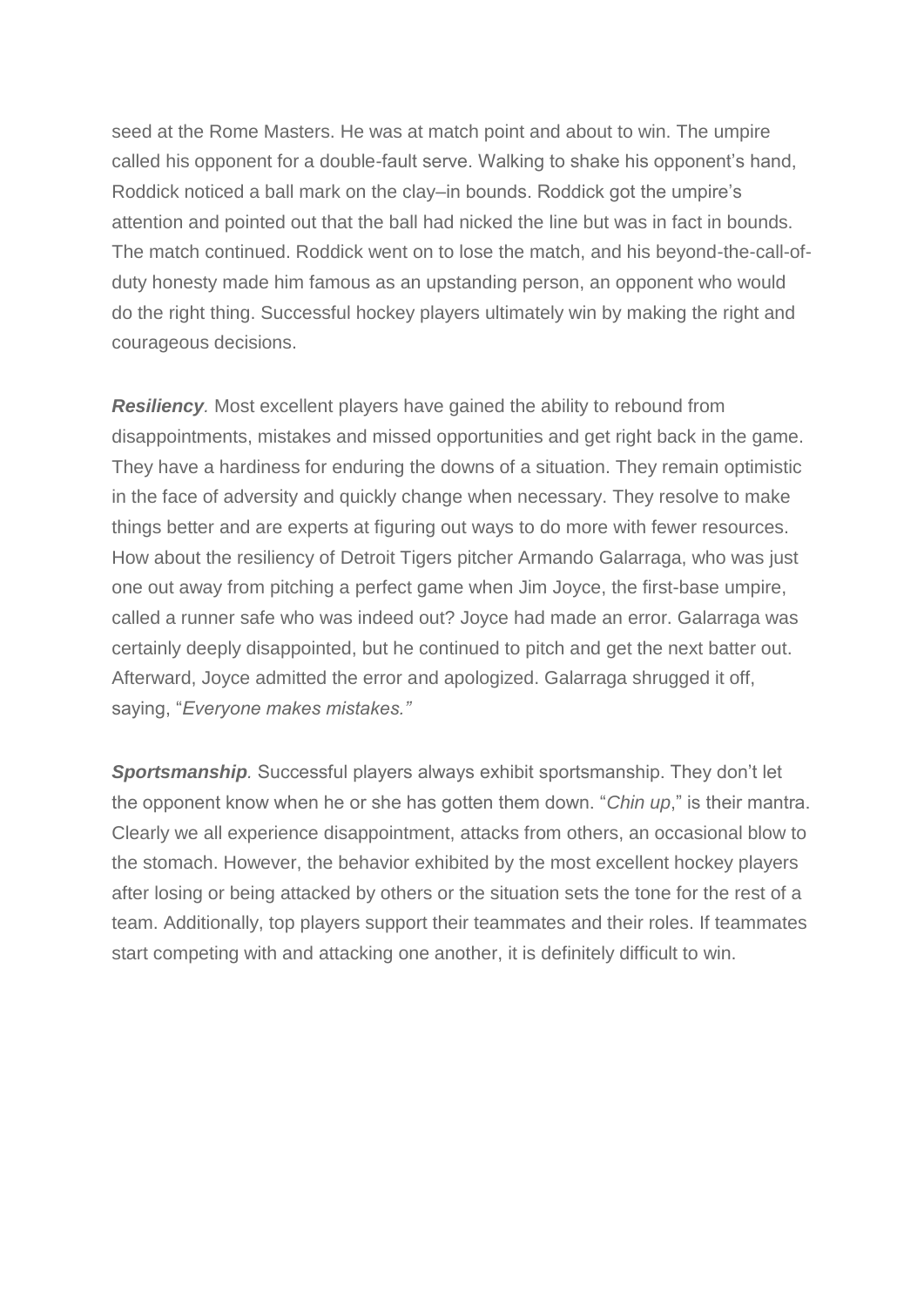seed at the Rome Masters. He was at match point and about to win. The umpire called his opponent for a double-fault serve. Walking to shake his opponent's hand, Roddick noticed a ball mark on the clay–in bounds. Roddick got the umpire's attention and pointed out that the ball had nicked the line but was in fact in bounds. The match continued. Roddick went on to lose the match, and his beyond-the-call-of-duty honesty made him famous as an upstanding person, an opponent who would do the right thing. Successful hockey players ultimately win by making the right and courageous decisions.

***Resiliency****.* Most excellent players have gained the ability to rebound from disappointments, mistakes and missed opportunities and get right back in the game. They have a hardiness for enduring the downs of a situation. They remain optimistic in the face of adversity and quickly change when necessary. They resolve to make things better and are experts at figuring out ways to do more with fewer resources. How about the resiliency of Detroit Tigers pitcher Armando Galarraga, who was just one out away from pitching a perfect game when Jim Joyce, the first-base umpire, called a runner safe who was indeed out? Joyce had made an error. Galarraga was certainly deeply disappointed, but he continued to pitch and get the next batter out. Afterward, Joyce admitted the error and apologized. Galarraga shrugged it off, saying, "*Everyone makes mistakes."*

***Sportsmanship****.* Successful players always exhibit sportsmanship. They don't let the opponent know when he or she has gotten them down. "*Chin up*," is their mantra. Clearly we all experience disappointment, attacks from others, an occasional blow to the stomach. However, the behavior exhibited by the most excellent hockey players after losing or being attacked by others or the situation sets the tone for the rest of a team. Additionally, top players support their teammates and their roles. If teammates start competing with and attacking one another, it is definitely difficult to win.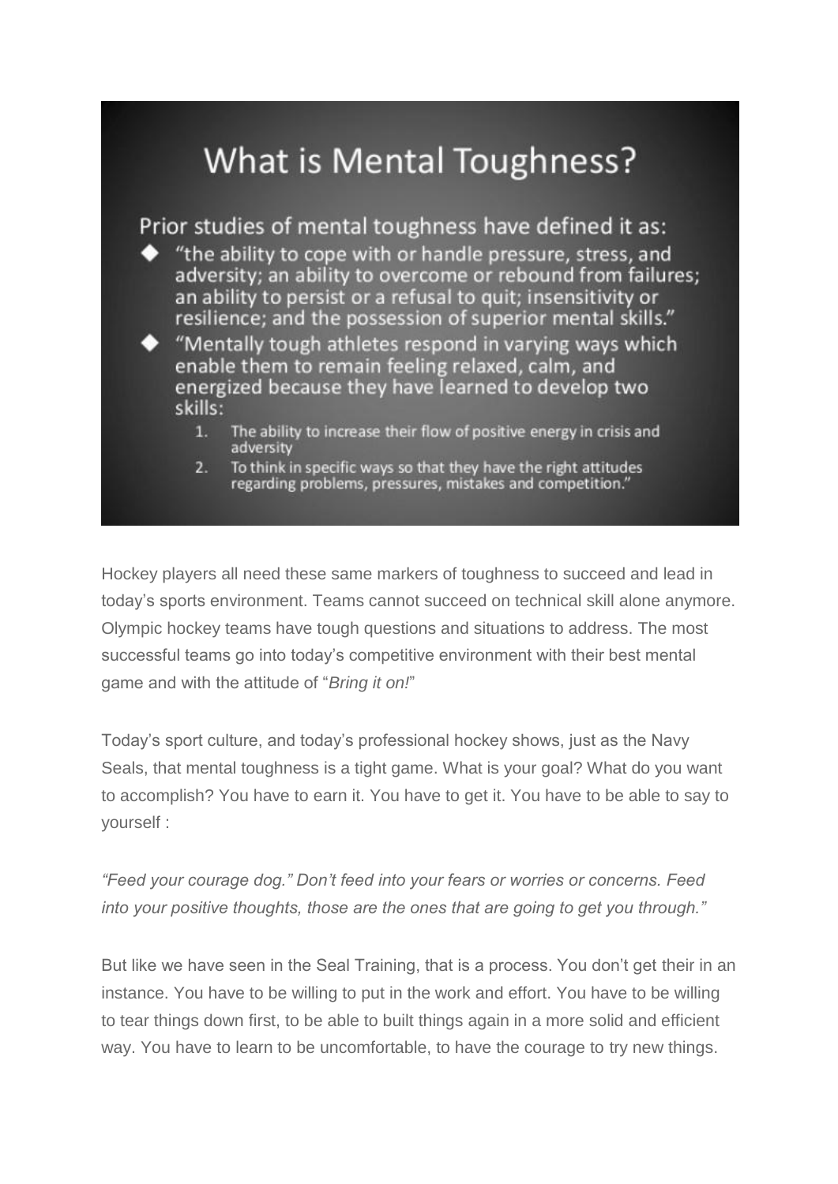## What is Mental Toughness?

Prior studies of mental toughness have defined it as:

- "the ability to cope with or handle pressure, stress, and adversity; an ability to overcome or rebound from failures; an ability to persist or a refusal to quit; insensitivity or resilience; and the possession of superior mental skills."
- "Mentally tough athletes respond in varying ways which enable them to remain feeling relaxed, calm, and energized because they have learned to develop two skills:
  1. The ability to increase their flow of positive energy in crisis and adversity
  2. To think in specific ways so that they have the right attitudes regarding problems, pressures, mistakes and competition."

Hockey players all need these same markers of toughness to succeed and lead in today's sports environment. Teams cannot succeed on technical skill alone anymore. Olympic hockey teams have tough questions and situations to address. The most successful teams go into today's competitive environment with their best mental game and with the attitude of "*Bring it on!*"

Today's sport culture, and today's professional hockey shows, just as the Navy Seals, that mental toughness is a tight game. What is your goal? What do you want to accomplish? You have to earn it. You have to get it. You have to be able to say to yourself :

*"Feed your courage dog." Don't feed into your fears or worries or concerns. Feed into your positive thoughts, those are the ones that are going to get you through."*

But like we have seen in the Seal Training, that is a process. You don't get their in an instance. You have to be willing to put in the work and effort. You have to be willing to tear things down first, to be able to built things again in a more solid and efficient way. You have to learn to be uncomfortable, to have the courage to try new things.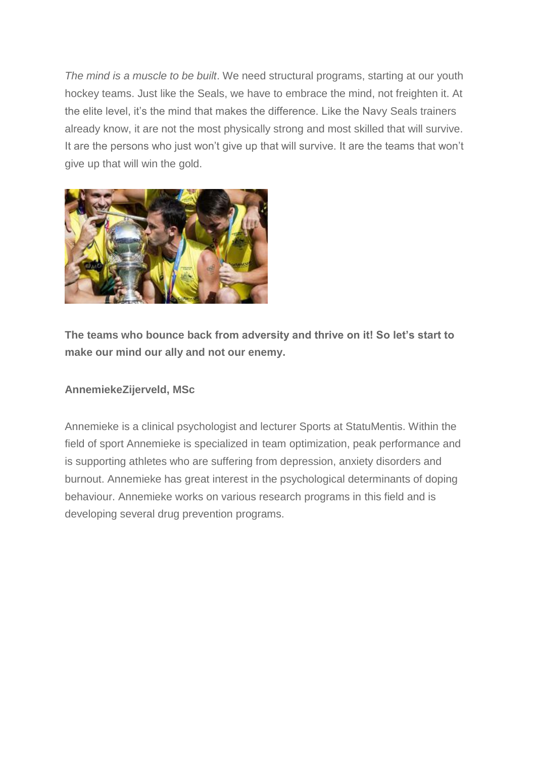*The mind is a muscle to be built*. We need structural programs, starting at our youth hockey teams. Just like the Seals, we have to embrace the mind, not freighten it. At the elite level, it's the mind that makes the difference. Like the Navy Seals trainers already know, it are not the most physically strong and most skilled that will survive. It are the persons who just won't give up that will survive. It are the teams that won't give up that will win the gold.

**The teams who bounce back from adversity and thrive on it! So let's start to make our mind our ally and not our enemy.**

**AnnemiekeZijerveld, MSc**

Annemieke is a clinical psychologist and lecturer Sports at StatuMentis. Within the field of sport Annemieke is specialized in team optimization, peak performance and is supporting athletes who are suffering from depression, anxiety disorders and burnout. Annemieke has great interest in the psychological determinants of doping behaviour. Annemieke works on various research programs in this field and is developing several drug prevention programs.